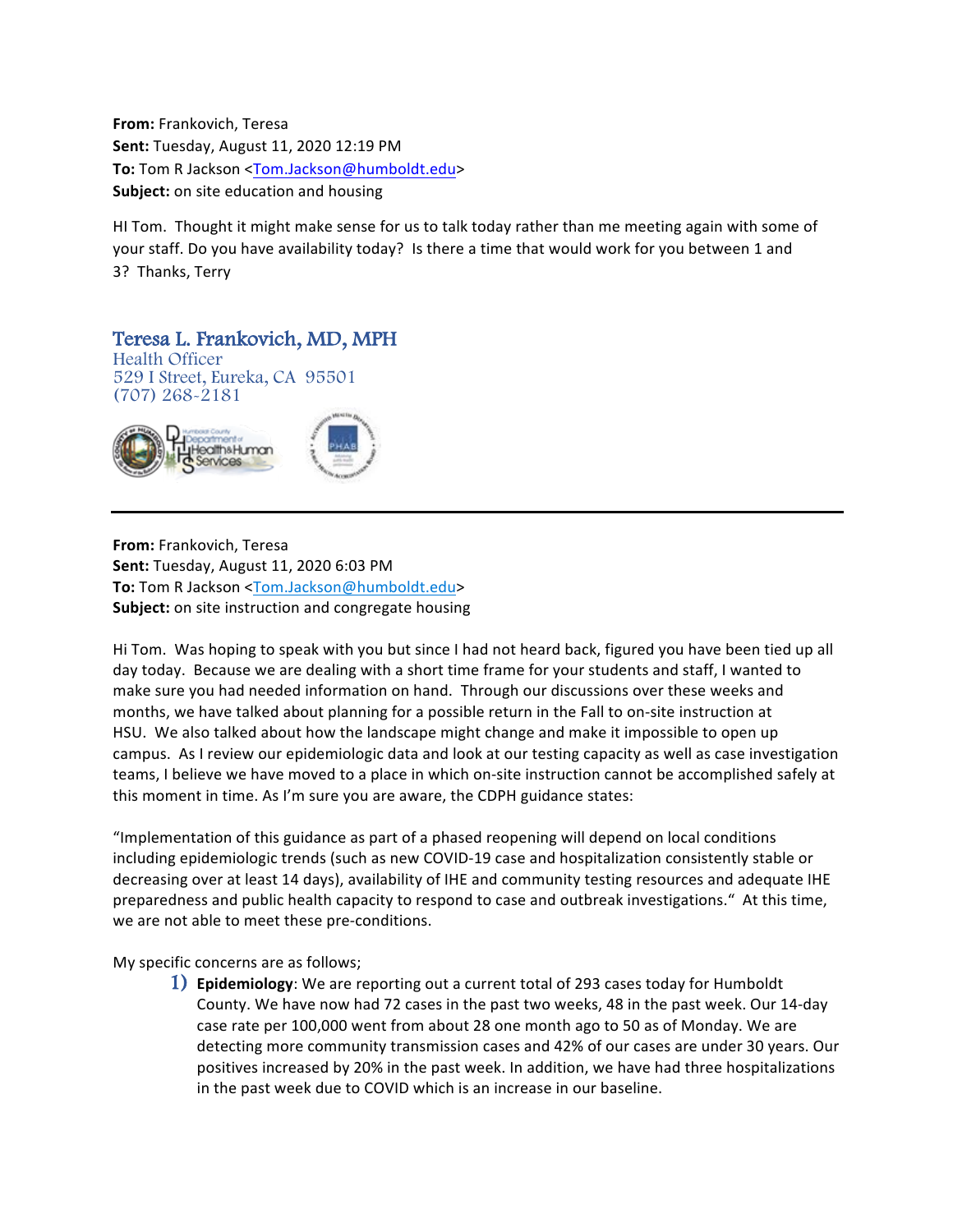**From:** Frankovich, Teresa
**Sent:** Tuesday, August 11, 2020 12:19 PM
**To:** Tom R Jackson <Tom.Jackson@humboldt.edu>
**Subject:** on site education and housing

HI Tom. Thought it might make sense for us to talk today rather than me meeting again with some of your staff. Do you have availability today? Is there a time that would work for you between 1 and 3? Thanks, Terry

Teresa L. Frankovich, MD, MPH
Health Officer
529 I Street, Eureka, CA 95501
(707) 268-2181

---

**From:** Frankovich, Teresa
**Sent:** Tuesday, August 11, 2020 6:03 PM
**To:** Tom R Jackson <Tom.Jackson@humboldt.edu>
**Subject:** on site instruction and congregate housing

Hi Tom. Was hoping to speak with you but since I had not heard back, figured you have been tied up all day today. Because we are dealing with a short time frame for your students and staff, I wanted to make sure you had needed information on hand. Through our discussions over these weeks and months, we have talked about planning for a possible return in the Fall to on-site instruction at HSU. We also talked about how the landscape might change and make it impossible to open up campus. As I review our epidemiologic data and look at our testing capacity as well as case investigation teams, I believe we have moved to a place in which on-site instruction cannot be accomplished safely at this moment in time. As I'm sure you are aware, the CDPH guidance states:

"Implementation of this guidance as part of a phased reopening will depend on local conditions including epidemiologic trends (such as new COVID-19 case and hospitalization consistently stable or decreasing over at least 14 days), availability of IHE and community testing resources and adequate IHE preparedness and public health capacity to respond to case and outbreak investigations." At this time, we are not able to meet these pre-conditions.

My specific concerns are as follows;

1) **Epidemiology**: We are reporting out a current total of 293 cases today for Humboldt County. We have now had 72 cases in the past two weeks, 48 in the past week. Our 14-day case rate per 100,000 went from about 28 one month ago to 50 as of Monday. We are detecting more community transmission cases and 42% of our cases are under 30 years. Our positives increased by 20% in the past week. In addition, we have had three hospitalizations in the past week due to COVID which is an increase in our baseline.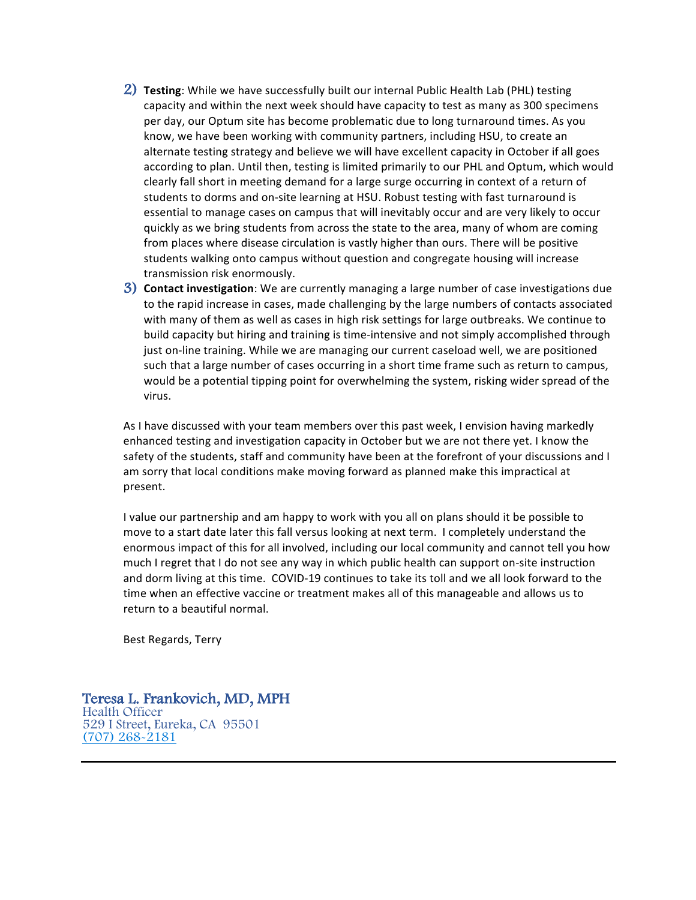2) **Testing**: While we have successfully built our internal Public Health Lab (PHL) testing capacity and within the next week should have capacity to test as many as 300 specimens per day, our Optum site has become problematic due to long turnaround times. As you know, we have been working with community partners, including HSU, to create an alternate testing strategy and believe we will have excellent capacity in October if all goes according to plan. Until then, testing is limited primarily to our PHL and Optum, which would clearly fall short in meeting demand for a large surge occurring in context of a return of students to dorms and on-site learning at HSU. Robust testing with fast turnaround is essential to manage cases on campus that will inevitably occur and are very likely to occur quickly as we bring students from across the state to the area, many of whom are coming from places where disease circulation is vastly higher than ours. There will be positive students walking onto campus without question and congregate housing will increase transmission risk enormously.

3) **Contact investigation**: We are currently managing a large number of case investigations due to the rapid increase in cases, made challenging by the large numbers of contacts associated with many of them as well as cases in high risk settings for large outbreaks. We continue to build capacity but hiring and training is time-intensive and not simply accomplished through just on-line training. While we are managing our current caseload well, we are positioned such that a large number of cases occurring in a short time frame such as return to campus, would be a potential tipping point for overwhelming the system, risking wider spread of the virus.

As I have discussed with your team members over this past week, I envision having markedly enhanced testing and investigation capacity in October but we are not there yet. I know the safety of the students, staff and community have been at the forefront of your discussions and I am sorry that local conditions make moving forward as planned make this impractical at present.

I value our partnership and am happy to work with you all on plans should it be possible to move to a start date later this fall versus looking at next term. I completely understand the enormous impact of this for all involved, including our local community and cannot tell you how much I regret that I do not see any way in which public health can support on-site instruction and dorm living at this time. COVID-19 continues to take its toll and we all look forward to the time when an effective vaccine or treatment makes all of this manageable and allows us to return to a beautiful normal.

Best Regards, Terry

Teresa L. Frankovich, MD, MPH
Health Officer
529 I Street, Eureka, CA 95501
(707) 268-2181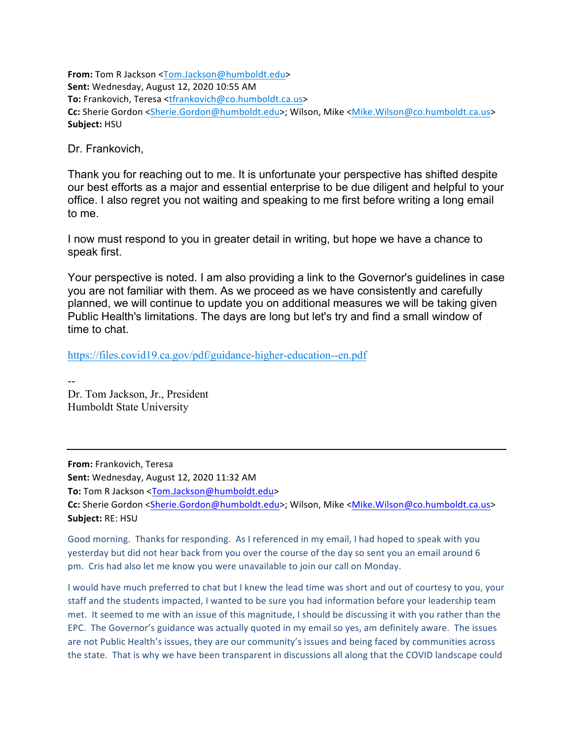**From:** Tom R Jackson <Tom.Jackson@humboldt.edu>
**Sent:** Wednesday, August 12, 2020 10:55 AM
**To:** Frankovich, Teresa <tfrankovich@co.humboldt.ca.us>
**Cc:** Sherie Gordon <Sherie.Gordon@humboldt.edu>; Wilson, Mike <Mike.Wilson@co.humboldt.ca.us>
**Subject:** HSU

Dr. Frankovich,

Thank you for reaching out to me. It is unfortunate your perspective has shifted despite our best efforts as a major and essential enterprise to be due diligent and helpful to your office. I also regret you not waiting and speaking to me first before writing a long email to me.

I now must respond to you in greater detail in writing, but hope we have a chance to speak first.

Your perspective is noted. I am also providing a link to the Governor's guidelines in case you are not familiar with them. As we proceed as we have consistently and carefully planned, we will continue to update you on additional measures we will be taking given Public Health's limitations. The days are long but let's try and find a small window of time to chat.

https://files.covid19.ca.gov/pdf/guidance-higher-education--en.pdf

--
Dr. Tom Jackson, Jr., President
Humboldt State University

---

**From:** Frankovich, Teresa
**Sent:** Wednesday, August 12, 2020 11:32 AM
**To:** Tom R Jackson <Tom.Jackson@humboldt.edu>
**Cc:** Sherie Gordon <Sherie.Gordon@humboldt.edu>; Wilson, Mike <Mike.Wilson@co.humboldt.ca.us>
**Subject:** RE: HSU

Good morning. Thanks for responding. As I referenced in my email, I had hoped to speak with you yesterday but did not hear back from you over the course of the day so sent you an email around 6 pm. Cris had also let me know you were unavailable to join our call on Monday.

I would have much preferred to chat but I knew the lead time was short and out of courtesy to you, your staff and the students impacted, I wanted to be sure you had information before your leadership team met. It seemed to me with an issue of this magnitude, I should be discussing it with you rather than the EPC. The Governor's guidance was actually quoted in my email so yes, am definitely aware. The issues are not Public Health's issues, they are our community's issues and being faced by communities across the state. That is why we have been transparent in discussions all along that the COVID landscape could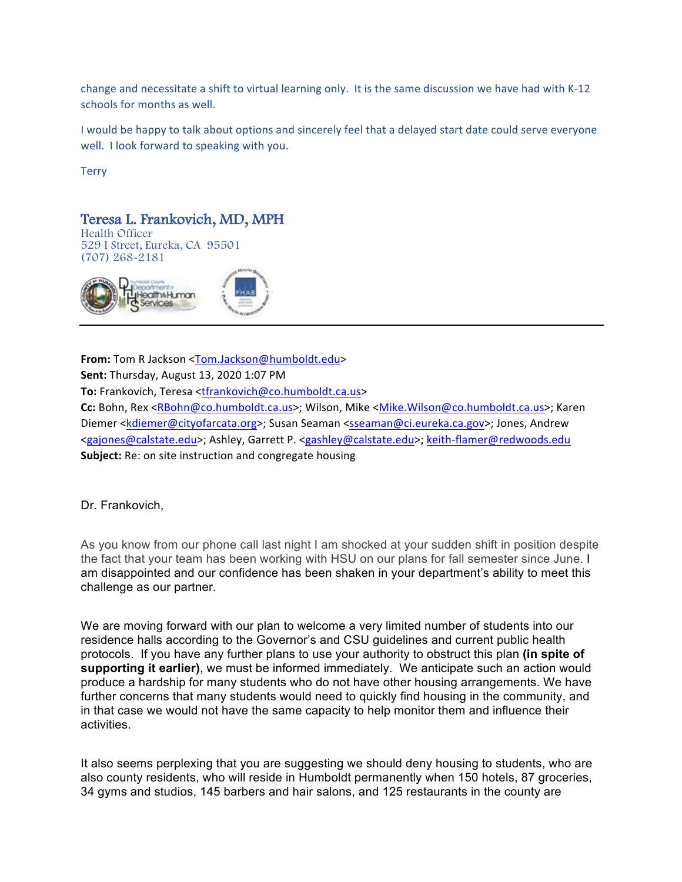change and necessitate a shift to virtual learning only. It is the same discussion we have had with K-12 schools for months as well.

I would be happy to talk about options and sincerely feel that a delayed start date could serve everyone well. I look forward to speaking with you.

Terry

Teresa L. Frankovich, MD, MPH
Health Officer
529 I Street, Eureka, CA 95501
(707) 268-2181

---

**From:** Tom R Jackson <Tom.Jackson@humboldt.edu>
**Sent:** Thursday, August 13, 2020 1:07 PM
**To:** Frankovich, Teresa <tfrankovich@co.humboldt.ca.us>
**Cc:** Bohn, Rex <RBohn@co.humboldt.ca.us>; Wilson, Mike <Mike.Wilson@co.humboldt.ca.us>; Karen Diemer <kdiemer@cityofarcata.org>; Susan Seaman <sseaman@ci.eureka.ca.gov>; Jones, Andrew <gajones@calstate.edu>; Ashley, Garrett P. <gashley@calstate.edu>; keith-flamer@redwoods.edu
**Subject:** Re: on site instruction and congregate housing

Dr. Frankovich,

As you know from our phone call last night I am shocked at your sudden shift in position despite the fact that your team has been working with HSU on our plans for fall semester since June. I am disappointed and our confidence has been shaken in your department's ability to meet this challenge as our partner.

We are moving forward with our plan to welcome a very limited number of students into our residence halls according to the Governor's and CSU guidelines and current public health protocols. If you have any further plans to use your authority to obstruct this plan **(in spite of supporting it earlier)**, we must be informed immediately. We anticipate such an action would produce a hardship for many students who do not have other housing arrangements. We have further concerns that many students would need to quickly find housing in the community, and in that case we would not have the same capacity to help monitor them and influence their activities.

It also seems perplexing that you are suggesting we should deny housing to students, who are also county residents, who will reside in Humboldt permanently when 150 hotels, 87 groceries, 34 gyms and studios, 145 barbers and hair salons, and 125 restaurants in the county are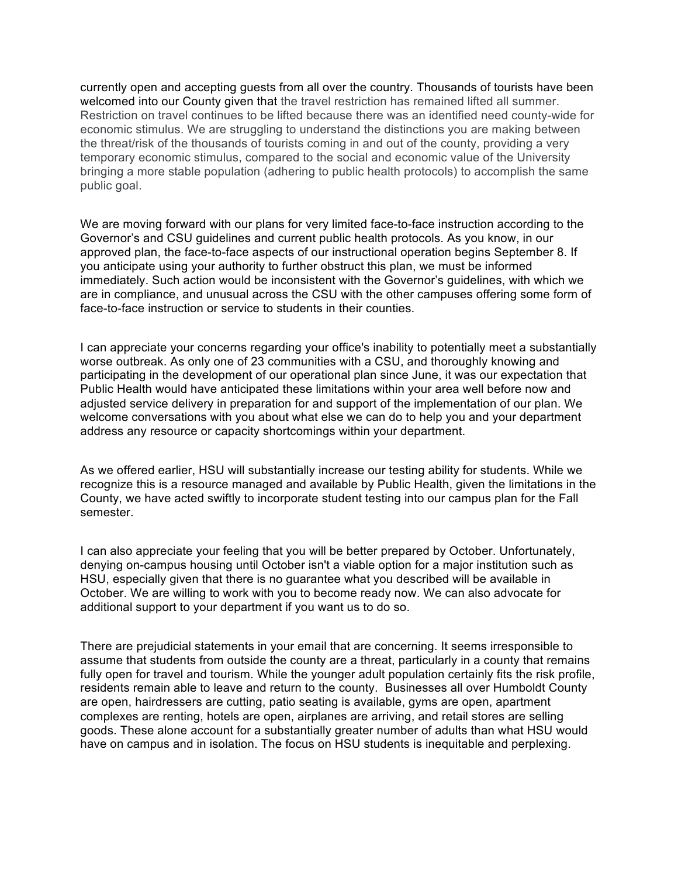currently open and accepting guests from all over the country. Thousands of tourists have been welcomed into our County given that the travel restriction has remained lifted all summer. Restriction on travel continues to be lifted because there was an identified need county-wide for economic stimulus. We are struggling to understand the distinctions you are making between the threat/risk of the thousands of tourists coming in and out of the county, providing a very temporary economic stimulus, compared to the social and economic value of the University bringing a more stable population (adhering to public health protocols) to accomplish the same public goal.

We are moving forward with our plans for very limited face-to-face instruction according to the Governor's and CSU guidelines and current public health protocols. As you know, in our approved plan, the face-to-face aspects of our instructional operation begins September 8. If you anticipate using your authority to further obstruct this plan, we must be informed immediately. Such action would be inconsistent with the Governor's guidelines, with which we are in compliance, and unusual across the CSU with the other campuses offering some form of face-to-face instruction or service to students in their counties.

I can appreciate your concerns regarding your office's inability to potentially meet a substantially worse outbreak. As only one of 23 communities with a CSU, and thoroughly knowing and participating in the development of our operational plan since June, it was our expectation that Public Health would have anticipated these limitations within your area well before now and adjusted service delivery in preparation for and support of the implementation of our plan. We welcome conversations with you about what else we can do to help you and your department address any resource or capacity shortcomings within your department.

As we offered earlier, HSU will substantially increase our testing ability for students. While we recognize this is a resource managed and available by Public Health, given the limitations in the County, we have acted swiftly to incorporate student testing into our campus plan for the Fall semester.

I can also appreciate your feeling that you will be better prepared by October. Unfortunately, denying on-campus housing until October isn't a viable option for a major institution such as HSU, especially given that there is no guarantee what you described will be available in October. We are willing to work with you to become ready now. We can also advocate for additional support to your department if you want us to do so.

There are prejudicial statements in your email that are concerning. It seems irresponsible to assume that students from outside the county are a threat, particularly in a county that remains fully open for travel and tourism. While the younger adult population certainly fits the risk profile, residents remain able to leave and return to the county. Businesses all over Humboldt County are open, hairdressers are cutting, patio seating is available, gyms are open, apartment complexes are renting, hotels are open, airplanes are arriving, and retail stores are selling goods. These alone account for a substantially greater number of adults than what HSU would have on campus and in isolation. The focus on HSU students is inequitable and perplexing.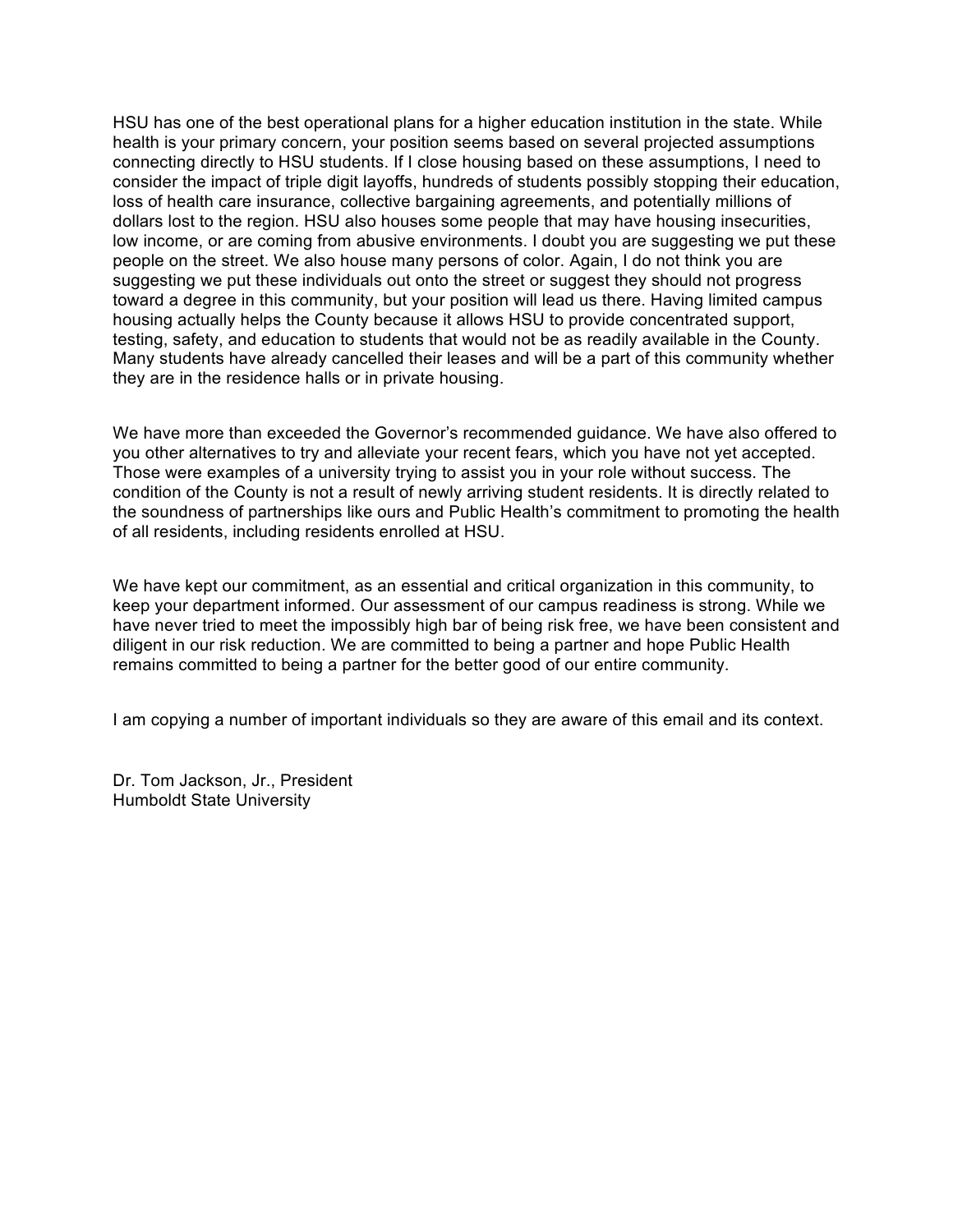HSU has one of the best operational plans for a higher education institution in the state. While health is your primary concern, your position seems based on several projected assumptions connecting directly to HSU students. If I close housing based on these assumptions, I need to consider the impact of triple digit layoffs, hundreds of students possibly stopping their education, loss of health care insurance, collective bargaining agreements, and potentially millions of dollars lost to the region. HSU also houses some people that may have housing insecurities, low income, or are coming from abusive environments. I doubt you are suggesting we put these people on the street. We also house many persons of color. Again, I do not think you are suggesting we put these individuals out onto the street or suggest they should not progress toward a degree in this community, but your position will lead us there. Having limited campus housing actually helps the County because it allows HSU to provide concentrated support, testing, safety, and education to students that would not be as readily available in the County. Many students have already cancelled their leases and will be a part of this community whether they are in the residence halls or in private housing.

We have more than exceeded the Governor's recommended guidance. We have also offered to you other alternatives to try and alleviate your recent fears, which you have not yet accepted. Those were examples of a university trying to assist you in your role without success. The condition of the County is not a result of newly arriving student residents. It is directly related to the soundness of partnerships like ours and Public Health's commitment to promoting the health of all residents, including residents enrolled at HSU.

We have kept our commitment, as an essential and critical organization in this community, to keep your department informed. Our assessment of our campus readiness is strong. While we have never tried to meet the impossibly high bar of being risk free, we have been consistent and diligent in our risk reduction. We are committed to being a partner and hope Public Health remains committed to being a partner for the better good of our entire community.

I am copying a number of important individuals so they are aware of this email and its context.

Dr. Tom Jackson, Jr., President
Humboldt State University